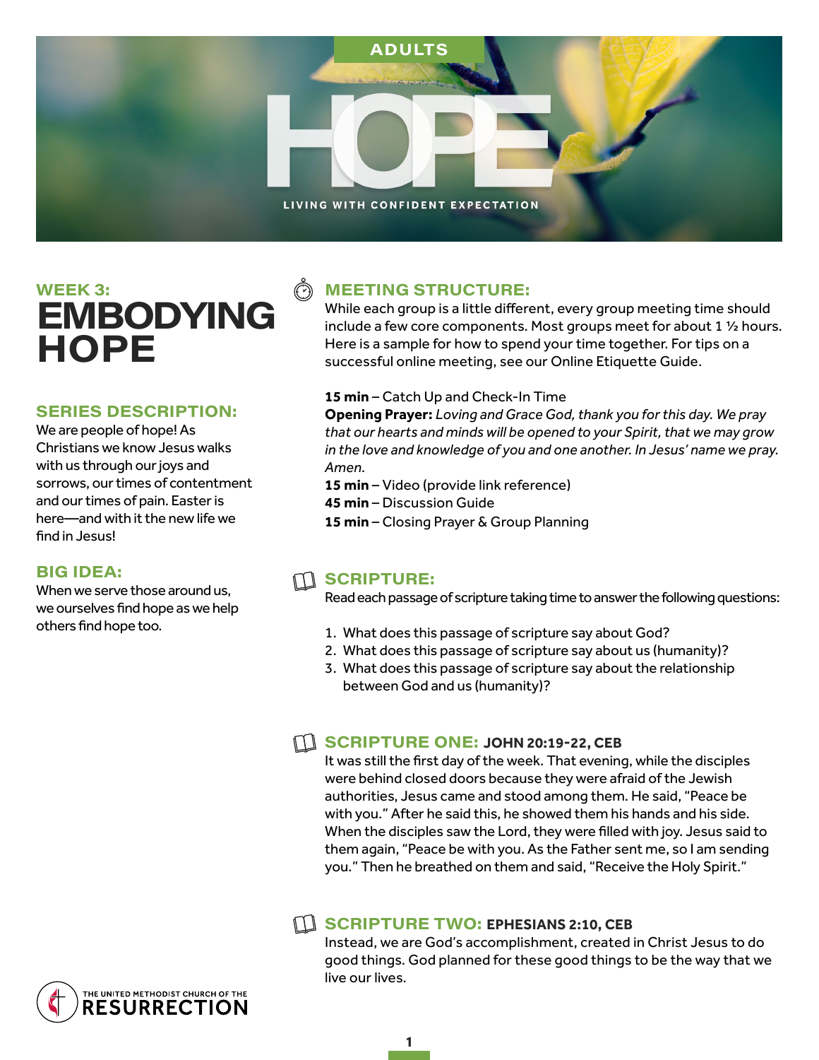ADULTS

# HOPE

LIVING WITH CONFIDENT EXPECTATION

## WEEK 3: EMBODYING HOPE

### SERIES DESCRIPTION:

We are people of hope! As Christians we know Jesus walks with us through our joys and sorrows, our times of contentment and our times of pain. Easter is here—and with it the new life we find in Jesus!

### BIG IDEA:

When we serve those around us, we ourselves find hope as we help others find hope too.

### MEETING STRUCTURE:

While each group is a little different, every group meeting time should include a few core components. Most groups meet for about 1 ½ hours. Here is a sample for how to spend your time together. For tips on a successful online meeting, see our Online Etiquette Guide.

**15 min** – Catch Up and Check-In Time
**Opening Prayer:** *Loving and Grace God, thank you for this day. We pray that our hearts and minds will be opened to your Spirit, that we may grow in the love and knowledge of you and one another. In Jesus' name we pray. Amen.*
**15 min** – Video (provide link reference)
**45 min** – Discussion Guide
**15 min** – Closing Prayer & Group Planning

### SCRIPTURE:

Read each passage of scripture taking time to answer the following questions:

1. What does this passage of scripture say about God?
2. What does this passage of scripture say about us (humanity)?
3. What does this passage of scripture say about the relationship between God and us (humanity)?

### SCRIPTURE ONE: JOHN 20:19-22, CEB

It was still the first day of the week. That evening, while the disciples were behind closed doors because they were afraid of the Jewish authorities, Jesus came and stood among them. He said, "Peace be with you." After he said this, he showed them his hands and his side. When the disciples saw the Lord, they were filled with joy. Jesus said to them again, "Peace be with you. As the Father sent me, so I am sending you." Then he breathed on them and said, "Receive the Holy Spirit."

### SCRIPTURE TWO: EPHESIANS 2:10, CEB

Instead, we are God's accomplishment, created in Christ Jesus to do good things. God planned for these good things to be the way that we live our lives.

THE UNITED METHODIST CHURCH OF THE RESURRECTION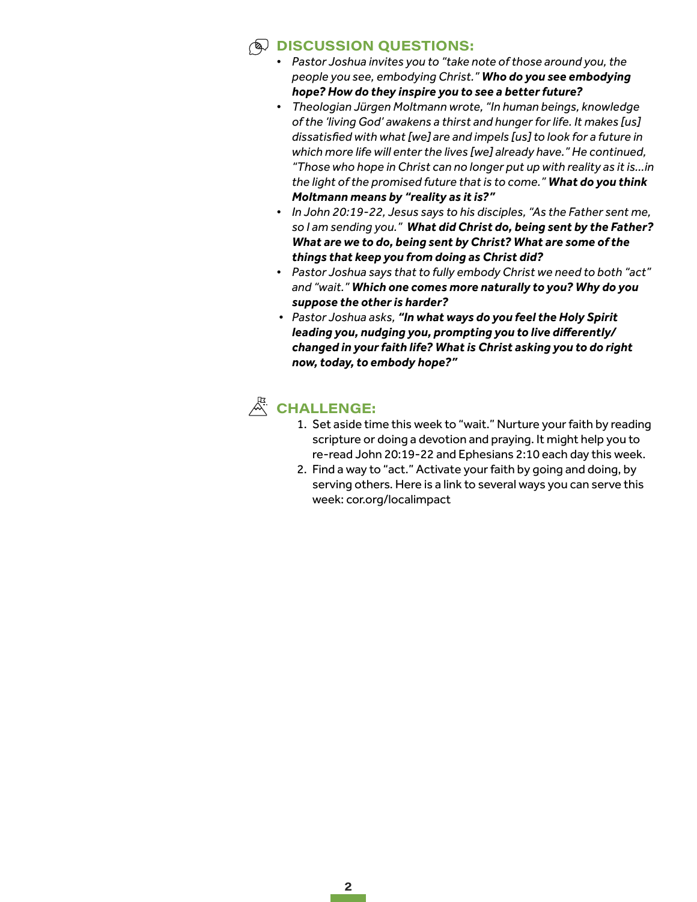## DISCUSSION QUESTIONS:

- *Pastor Joshua invites you to "take note of those around you, the people you see, embodying Christ."* ***Who do you see embodying hope? How do they inspire you to see a better future?***
- *Theologian Jürgen Moltmann wrote, "In human beings, knowledge of the 'living God' awakens a thirst and hunger for life. It makes [us] dissatisfied with what [we] are and impels [us] to look for a future in which more life will enter the lives [we] already have." He continued, "Those who hope in Christ can no longer put up with reality as it is...in the light of the promised future that is to come."* ***What do you think Moltmann means by "reality as it is?"***
- *In John 20:19-22, Jesus says to his disciples, "As the Father sent me, so I am sending you."* ***What did Christ do, being sent by the Father? What are we to do, being sent by Christ? What are some of the things that keep you from doing as Christ did?***
- *Pastor Joshua says that to fully embody Christ we need to both "act" and "wait."* ***Which one comes more naturally to you? Why do you suppose the other is harder?***
- *Pastor Joshua asks,* ***"In what ways do you feel the Holy Spirit leading you, nudging you, prompting you to live differently/changed in your faith life? What is Christ asking you to do right now, today, to embody hope?"***

## CHALLENGE:

1. Set aside time this week to "wait." Nurture your faith by reading scripture or doing a devotion and praying. It might help you to re-read John 20:19-22 and Ephesians 2:10 each day this week.
2. Find a way to "act." Activate your faith by going and doing, by serving others. Here is a link to several ways you can serve this week: cor.org/localimpact